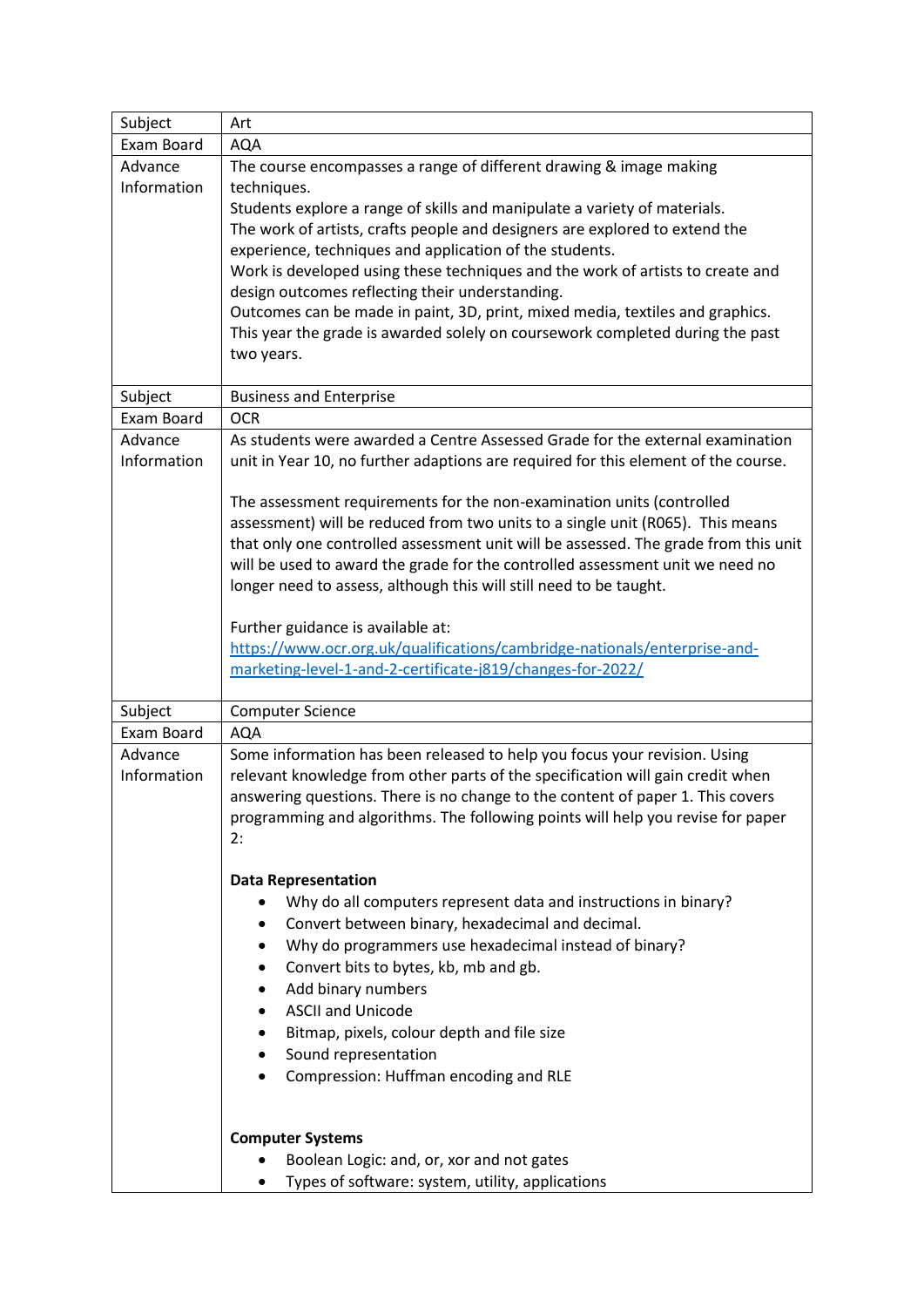| Subject | Art |
|---|---|
| Exam Board | AQA |
| Advance Information | The course encompasses a range of different drawing & image making techniques.<br>Students explore a range of skills and manipulate a variety of materials.<br>The work of artists, crafts people and designers are explored to extend the experience, techniques and application of the students.<br>Work is developed using these techniques and the work of artists to create and design outcomes reflecting their understanding.<br>Outcomes can be made in paint, 3D, print, mixed media, textiles and graphics.<br>This year the grade is awarded solely on coursework completed during the past two years. |
| Subject | Business and Enterprise |
| Exam Board | OCR |
| Advance Information | As students were awarded a Centre Assessed Grade for the external examination unit in Year 10, no further adaptions are required for this element of the course.<br><br>The assessment requirements for the non-examination units (controlled assessment) will be reduced from two units to a single unit (R065). This means that only one controlled assessment unit will be assessed. The grade from this unit will be used to award the grade for the controlled assessment unit we need no longer need to assess, although this will still need to be taught.<br><br>Further guidance is available at:<br>[https://www.ocr.org.uk/qualifications/cambridge-nationals/enterprise-and-marketing-level-1-and-2-certificate-j819/changes-for-2022/](https://www.ocr.org.uk/qualifications/cambridge-nationals/enterprise-and-marketing-level-1-and-2-certificate-j819/changes-for-2022/) |
| Subject | Computer Science |
| Exam Board | AQA |
| Advance Information | Some information has been released to help you focus your revision. Using relevant knowledge from other parts of the specification will gain credit when answering questions. There is no change to the content of paper 1. This covers programming and algorithms. The following points will help you revise for paper 2:<br><br>**Data Representation**<br>• Why do all computers represent data and instructions in binary?<br>• Convert between binary, hexadecimal and decimal.<br>• Why do programmers use hexadecimal instead of binary?<br>• Convert bits to bytes, kb, mb and gb.<br>• Add binary numbers<br>• ASCII and Unicode<br>• Bitmap, pixels, colour depth and file size<br>• Sound representation<br>• Compression: Huffman encoding and RLE<br><br>**Computer Systems**<br>• Boolean Logic: and, or, xor and not gates<br>• Types of software: system, utility, applications |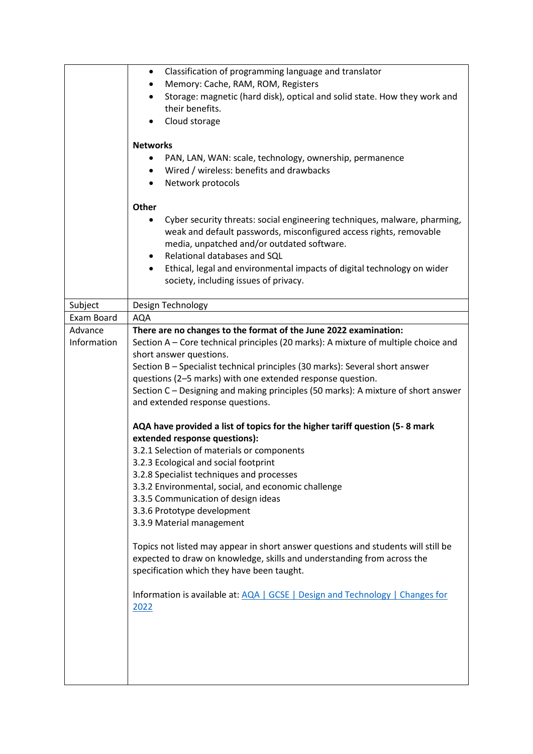| | |
|---|---|
| | • Classification of programming language and translator<br>• Memory: Cache, RAM, ROM, Registers<br>• Storage: magnetic (hard disk), optical and solid state. How they work and their benefits.<br>• Cloud storage<br><br>**Networks**<br>• PAN, LAN, WAN: scale, technology, ownership, permanence<br>• Wired / wireless: benefits and drawbacks<br>• Network protocols<br><br>**Other**<br>• Cyber security threats: social engineering techniques, malware, pharming, weak and default passwords, misconfigured access rights, removable media, unpatched and/or outdated software.<br>• Relational databases and SQL<br>• Ethical, legal and environmental impacts of digital technology on wider society, including issues of privacy. |
| Subject | Design Technology |
| Exam Board | AQA |
| Advance Information | **There are no changes to the format of the June 2022 examination:**<br>Section A – Core technical principles (20 marks): A mixture of multiple choice and short answer questions.<br>Section B – Specialist technical principles (30 marks): Several short answer questions (2–5 marks) with one extended response question.<br>Section C – Designing and making principles (50 marks): A mixture of short answer and extended response questions.<br><br>**AQA have provided a list of topics for the higher tariff question (5- 8 mark extended response questions):**<br>3.2.1 Selection of materials or components<br>3.2.3 Ecological and social footprint<br>3.2.8 Specialist techniques and processes<br>3.3.2 Environmental, social, and economic challenge<br>3.3.5 Communication of design ideas<br>3.3.6 Prototype development<br>3.3.9 Material management<br><br>Topics not listed may appear in short answer questions and students will still be expected to draw on knowledge, skills and understanding from across the specification which they have been taught.<br><br>Information is available at: AQA \| GCSE \| Design and Technology \| Changes for 2022 |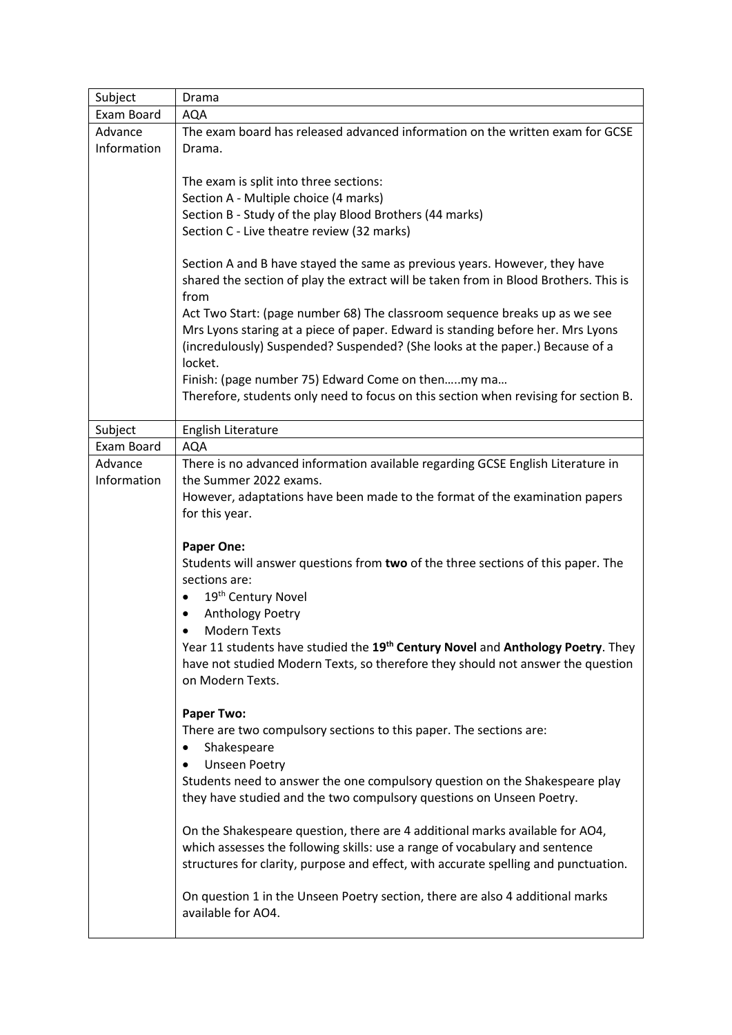| Subject | Drama |
|---|---|
| Exam Board | AQA |
| Advance Information | The exam board has released advanced information on the written exam for GCSE Drama.<br><br>The exam is split into three sections:<br>Section A - Multiple choice (4 marks)<br>Section B - Study of the play Blood Brothers (44 marks)<br>Section C - Live theatre review (32 marks)<br><br>Section A and B have stayed the same as previous years. However, they have shared the section of play the extract will be taken from in Blood Brothers. This is from<br>Act Two Start: (page number 68) The classroom sequence breaks up as we see Mrs Lyons staring at a piece of paper. Edward is standing before her. Mrs Lyons (incredulously) Suspended? Suspended? (She looks at the paper.) Because of a locket.<br>Finish: (page number 75) Edward Come on then…..my ma…<br>Therefore, students only need to focus on this section when revising for section B. |

| Subject | English Literature |
|---|---|
| Exam Board | AQA |
| Advance Information | There is no advanced information available regarding GCSE English Literature in the Summer 2022 exams.<br>However, adaptations have been made to the format of the examination papers for this year.<br><br>**Paper One:**<br>Students will answer questions from **two** of the three sections of this paper. The sections are:<br>• 19th Century Novel<br>• Anthology Poetry<br>• Modern Texts<br>Year 11 students have studied the **19th Century Novel** and **Anthology Poetry**. They have not studied Modern Texts, so therefore they should not answer the question on Modern Texts.<br><br>**Paper Two:**<br>There are two compulsory sections to this paper. The sections are:<br>• Shakespeare<br>• Unseen Poetry<br>Students need to answer the one compulsory question on the Shakespeare play they have studied and the two compulsory questions on Unseen Poetry.<br><br>On the Shakespeare question, there are 4 additional marks available for AO4, which assesses the following skills: use a range of vocabulary and sentence structures for clarity, purpose and effect, with accurate spelling and punctuation.<br><br>On question 1 in the Unseen Poetry section, there are also 4 additional marks available for AO4. |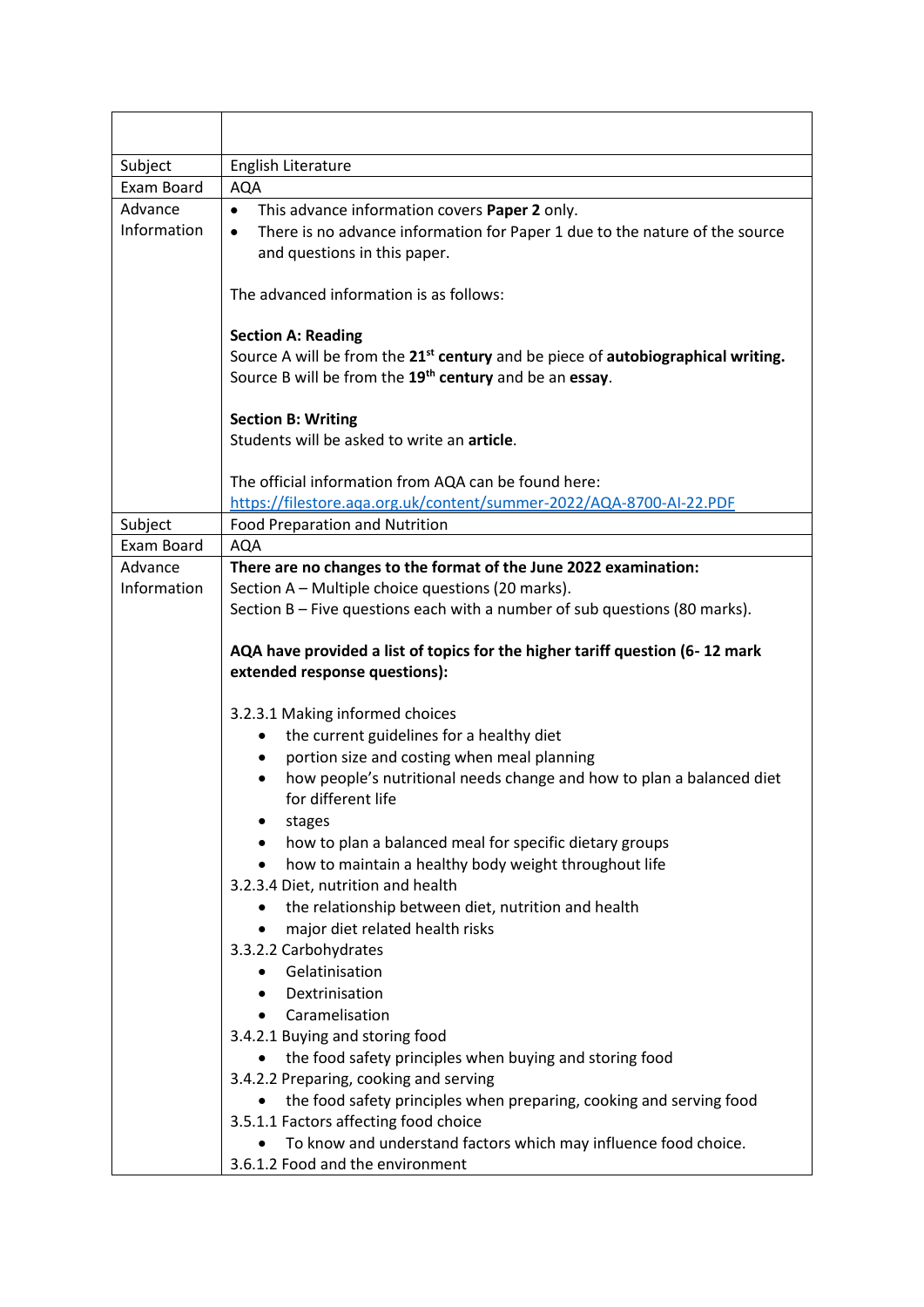| | |
|---|---|
| Subject | English Literature |
| Exam Board | AQA |
| Advance Information | • This advance information covers **Paper 2** only.<br>• There is no advance information for Paper 1 due to the nature of the source and questions in this paper.<br><br>The advanced information is as follows:<br><br>**Section A: Reading**<br>Source A will be from the **21st century** and be piece of **autobiographical writing.** Source B will be from the **19th century** and be an **essay**.<br><br>**Section B: Writing**<br>Students will be asked to write an **article**.<br><br>The official information from AQA can be found here:<br>https://filestore.aqa.org.uk/content/summer-2022/AQA-8700-AI-22.PDF |
| Subject | Food Preparation and Nutrition |
| Exam Board | AQA |
| Advance Information | **There are no changes to the format of the June 2022 examination:**<br>Section A – Multiple choice questions (20 marks).<br>Section B – Five questions each with a number of sub questions (80 marks).<br><br>**AQA have provided a list of topics for the higher tariff question (6- 12 mark extended response questions):**<br><br>3.2.3.1 Making informed choices<br>• the current guidelines for a healthy diet<br>• portion size and costing when meal planning<br>• how people's nutritional needs change and how to plan a balanced diet for different life<br>• stages<br>• how to plan a balanced meal for specific dietary groups<br>• how to maintain a healthy body weight throughout life<br>3.2.3.4 Diet, nutrition and health<br>• the relationship between diet, nutrition and health<br>• major diet related health risks<br>3.3.2.2 Carbohydrates<br>• Gelatinisation<br>• Dextrinisation<br>• Caramelisation<br>3.4.2.1 Buying and storing food<br>• the food safety principles when buying and storing food<br>3.4.2.2 Preparing, cooking and serving<br>• the food safety principles when preparing, cooking and serving food<br>3.5.1.1 Factors affecting food choice<br>• To know and understand factors which may influence food choice.<br>3.6.1.2 Food and the environment |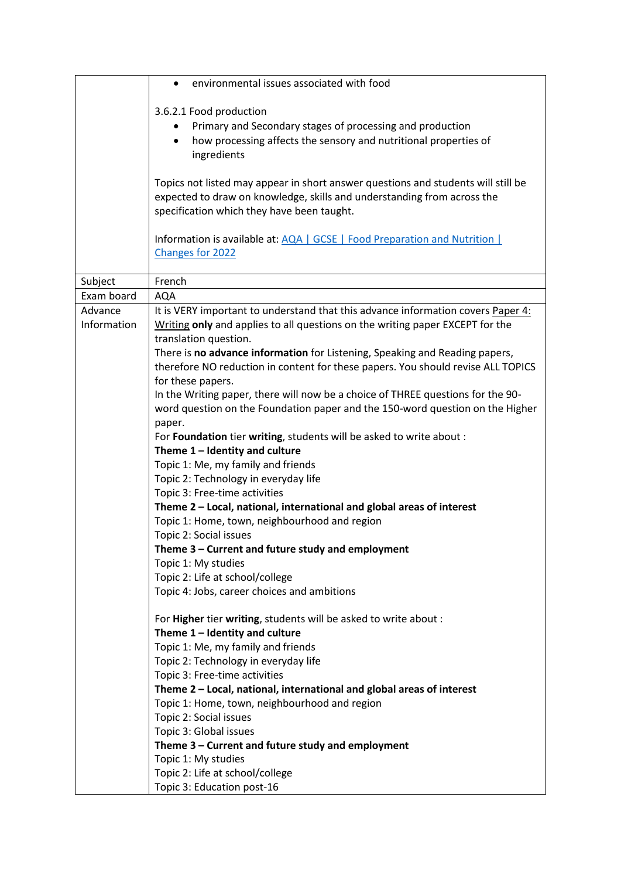| | |
|---|---|
| | • environmental issues associated with food<br><br>3.6.2.1 Food production<br>• Primary and Secondary stages of processing and production<br>• how processing affects the sensory and nutritional properties of ingredients<br><br>Topics not listed may appear in short answer questions and students will still be expected to draw on knowledge, skills and understanding from across the specification which they have been taught.<br><br>Information is available at: [AQA \| GCSE \| Food Preparation and Nutrition \| Changes for 2022]() |
| Subject | French |
| Exam board | AQA |
| Advance Information | It is VERY important to understand that this advance information covers Paper 4: Writing **only** and applies to all questions on the writing paper EXCEPT for the translation question.<br>There is **no advance information** for Listening, Speaking and Reading papers, therefore NO reduction in content for these papers. You should revise ALL TOPICS for these papers.<br>In the Writing paper, there will now be a choice of THREE questions for the 90-word question on the Foundation paper and the 150-word question on the Higher paper.<br>For **Foundation** tier **writing**, students will be asked to write about :<br>**Theme 1 – Identity and culture**<br>Topic 1: Me, my family and friends<br>Topic 2: Technology in everyday life<br>Topic 3: Free-time activities<br>**Theme 2 – Local, national, international and global areas of interest**<br>Topic 1: Home, town, neighbourhood and region<br>Topic 2: Social issues<br>**Theme 3 – Current and future study and employment**<br>Topic 1: My studies<br>Topic 2: Life at school/college<br>Topic 4: Jobs, career choices and ambitions<br><br>For **Higher** tier **writing**, students will be asked to write about :<br>**Theme 1 – Identity and culture**<br>Topic 1: Me, my family and friends<br>Topic 2: Technology in everyday life<br>Topic 3: Free-time activities<br>**Theme 2 – Local, national, international and global areas of interest**<br>Topic 1: Home, town, neighbourhood and region<br>Topic 2: Social issues<br>Topic 3: Global issues<br>**Theme 3 – Current and future study and employment**<br>Topic 1: My studies<br>Topic 2: Life at school/college<br>Topic 3: Education post-16 |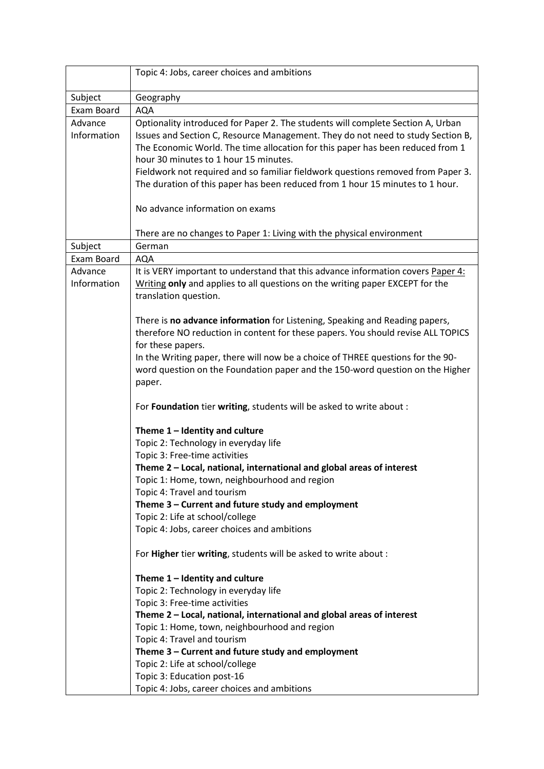| | Topic 4: Jobs, career choices and ambitions |
|---|---|
| Subject | Geography |
| Exam Board | AQA |
| Advance Information | Optionality introduced for Paper 2. The students will complete Section A, Urban Issues and Section C, Resource Management. They do not need to study Section B, The Economic World. The time allocation for this paper has been reduced from 1 hour 30 minutes to 1 hour 15 minutes.<br>Fieldwork not required and so familiar fieldwork questions removed from Paper 3. The duration of this paper has been reduced from 1 hour 15 minutes to 1 hour.<br><br>No advance information on exams<br><br>There are no changes to Paper 1: Living with the physical environment |
| Subject | German |
| Exam Board | AQA |
| Advance Information | It is VERY important to understand that this advance information covers Paper 4: Writing **only** and applies to all questions on the writing paper EXCEPT for the translation question.<br><br>There is **no advance information** for Listening, Speaking and Reading papers, therefore NO reduction in content for these papers. You should revise ALL TOPICS for these papers.<br>In the Writing paper, there will now be a choice of THREE questions for the 90-word question on the Foundation paper and the 150-word question on the Higher paper.<br><br>For **Foundation** tier **writing**, students will be asked to write about :<br><br>**Theme 1 – Identity and culture**<br>Topic 2: Technology in everyday life<br>Topic 3: Free-time activities<br>**Theme 2 – Local, national, international and global areas of interest**<br>Topic 1: Home, town, neighbourhood and region<br>Topic 4: Travel and tourism<br>**Theme 3 – Current and future study and employment**<br>Topic 2: Life at school/college<br>Topic 4: Jobs, career choices and ambitions<br><br>For **Higher** tier **writing**, students will be asked to write about :<br><br>**Theme 1 – Identity and culture**<br>Topic 2: Technology in everyday life<br>Topic 3: Free-time activities<br>**Theme 2 – Local, national, international and global areas of interest**<br>Topic 1: Home, town, neighbourhood and region<br>Topic 4: Travel and tourism<br>**Theme 3 – Current and future study and employment**<br>Topic 2: Life at school/college<br>Topic 3: Education post-16<br>Topic 4: Jobs, career choices and ambitions |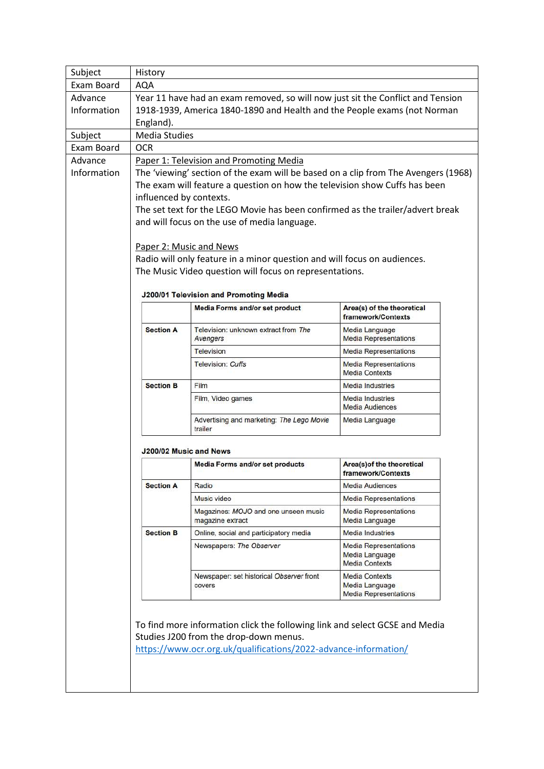| Subject | History |
|---|---|
| Exam Board | AQA |
| Advance Information | Year 11 have had an exam removed, so will now just sit the Conflict and Tension 1918-1939, America 1840-1890 and Health and the People exams (not Norman England). |
| Subject | Media Studies |
| Exam Board | OCR |
| Advance Information | <u>Paper 1: Television and Promoting Media</u><br>The 'viewing' section of the exam will be based on a clip from The Avengers (1968)<br>The exam will feature a question on how the television show Cuffs has been influenced by contexts.<br>The set text for the LEGO Movie has been confirmed as the trailer/advert break and will focus on the use of media language.<br><br><u>Paper 2: Music and News</u><br>Radio will only feature in a minor question and will focus on audiences.<br>The Music Video question will focus on representations. |

**J200/01 Television and Promoting Media**

| | Media Forms and/or set product | Area(s) of the theoretical framework/Contexts |
|---|---|---|
| Section A | Television: unknown extract from *The Avengers* | Media Language<br>Media Representations |
| | Television | Media Representations |
| | Television: *Cuffs* | Media Representations<br>Media Contexts |
| Section B | Film | Media Industries |
| | Film, Video games | Media Industries<br>Media Audiences |
| | Advertising and marketing: *The Lego Movie* trailer | Media Language |

**J200/02 Music and News**

| | Media Forms and/or set products | Area(s)of the theoretical framework/Contexts |
|---|---|---|
| Section A | Radio | Media Audiences |
| | Music video | Media Representations |
| | Magazines: *MOJO* and one unseen music magazine extract | Media Representations<br>Media Language |
| Section B | Online, social and participatory media | Media Industries |
| | Newspapers: *The Observer* | Media Representations<br>Media Language<br>Media Contexts |
| | Newspaper: set historical *Observer* front covers | Media Contexts<br>Media Language<br>Media Representations |

To find more information click the following link and select GCSE and Media Studies J200 from the drop-down menus.
https://www.ocr.org.uk/qualifications/2022-advance-information/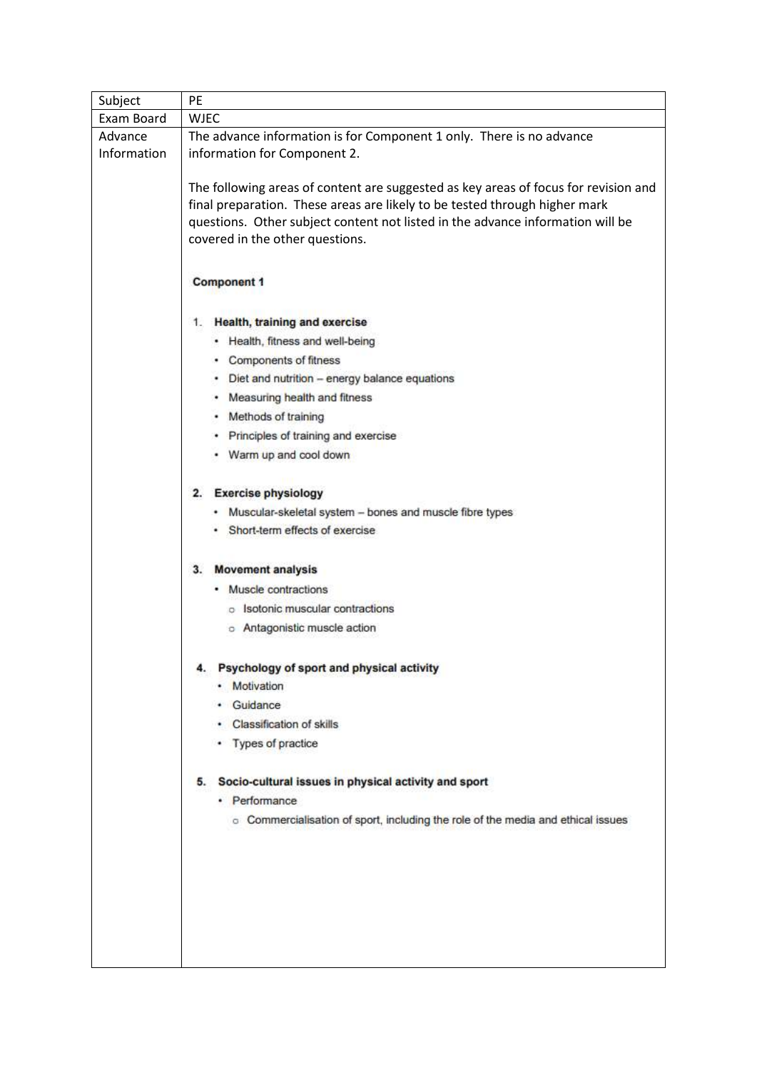| Subject | PE |
| --- | --- |
| Exam Board | WJEC |
| Advance Information | The advance information is for Component 1 only. There is no advance information for Component 2.<br><br>The following areas of content are suggested as key areas of focus for revision and final preparation. These areas are likely to be tested through higher mark questions. Other subject content not listed in the advance information will be covered in the other questions.<br><br>**Component 1**<br><br>1. **Health, training and exercise**<br>• Health, fitness and well-being<br>• Components of fitness<br>• Diet and nutrition – energy balance equations<br>• Measuring health and fitness<br>• Methods of training<br>• Principles of training and exercise<br>• Warm up and cool down<br><br>2. **Exercise physiology**<br>• Muscular-skeletal system – bones and muscle fibre types<br>• Short-term effects of exercise<br><br>3. **Movement analysis**<br>• Muscle contractions<br>○ Isotonic muscular contractions<br>○ Antagonistic muscle action<br><br>4. **Psychology of sport and physical activity**<br>• Motivation<br>• Guidance<br>• Classification of skills<br>• Types of practice<br><br>5. **Socio-cultural issues in physical activity and sport**<br>• Performance<br>○ Commercialisation of sport, including the role of the media and ethical issues |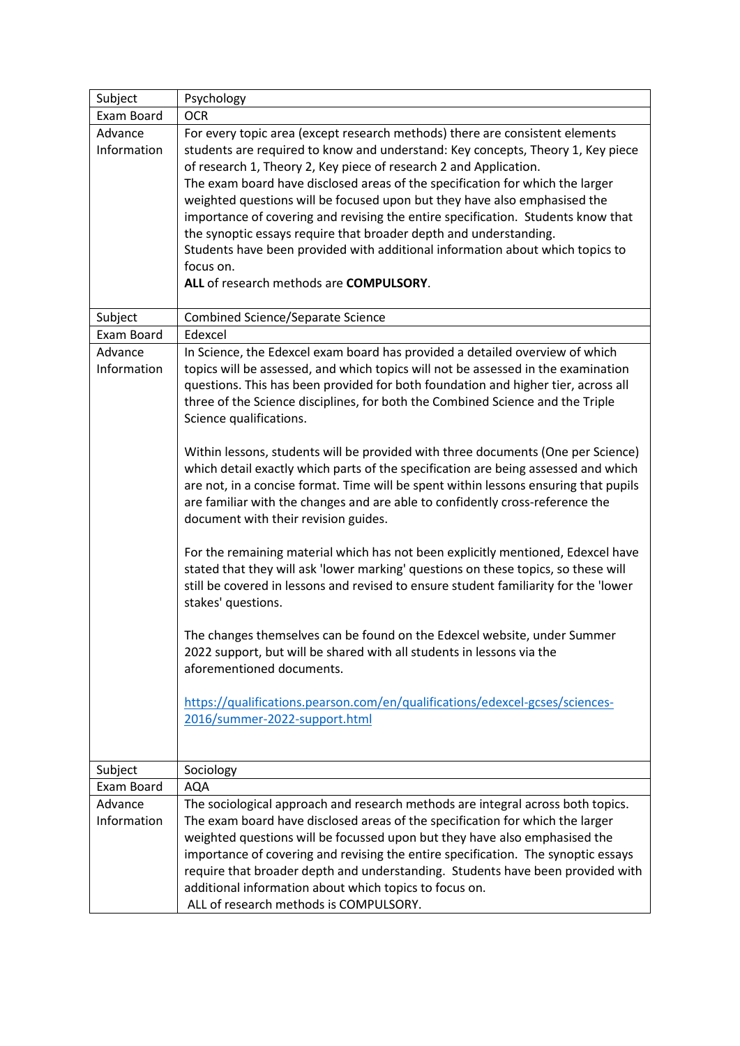| | |
|---|---|
| Subject | Psychology |
| Exam Board | OCR |
| Advance Information | For every topic area (except research methods) there are consistent elements students are required to know and understand: Key concepts, Theory 1, Key piece of research 1, Theory 2, Key piece of research 2 and Application.<br>The exam board have disclosed areas of the specification for which the larger weighted questions will be focused upon but they have also emphasised the importance of covering and revising the entire specification. Students know that the synoptic essays require that broader depth and understanding.<br>Students have been provided with additional information about which topics to focus on.<br>**ALL** of research methods are **COMPULSORY**. |
| Subject | Combined Science/Separate Science |
| Exam Board | Edexcel |
| Advance Information | In Science, the Edexcel exam board has provided a detailed overview of which topics will be assessed, and which topics will not be assessed in the examination questions. This has been provided for both foundation and higher tier, across all three of the Science disciplines, for both the Combined Science and the Triple Science qualifications.<br><br>Within lessons, students will be provided with three documents (One per Science) which detail exactly which parts of the specification are being assessed and which are not, in a concise format. Time will be spent within lessons ensuring that pupils are familiar with the changes and are able to confidently cross-reference the document with their revision guides.<br><br>For the remaining material which has not been explicitly mentioned, Edexcel have stated that they will ask 'lower marking' questions on these topics, so these will still be covered in lessons and revised to ensure student familiarity for the 'lower stakes' questions.<br><br>The changes themselves can be found on the Edexcel website, under Summer 2022 support, but will be shared with all students in lessons via the aforementioned documents.<br><br>https://qualifications.pearson.com/en/qualifications/edexcel-gcses/sciences-2016/summer-2022-support.html |
| Subject | Sociology |
| Exam Board | AQA |
| Advance Information | The sociological approach and research methods are integral across both topics. The exam board have disclosed areas of the specification for which the larger weighted questions will be focussed upon but they have also emphasised the importance of covering and revising the entire specification. The synoptic essays require that broader depth and understanding. Students have been provided with additional information about which topics to focus on.<br>ALL of research methods is COMPULSORY. |